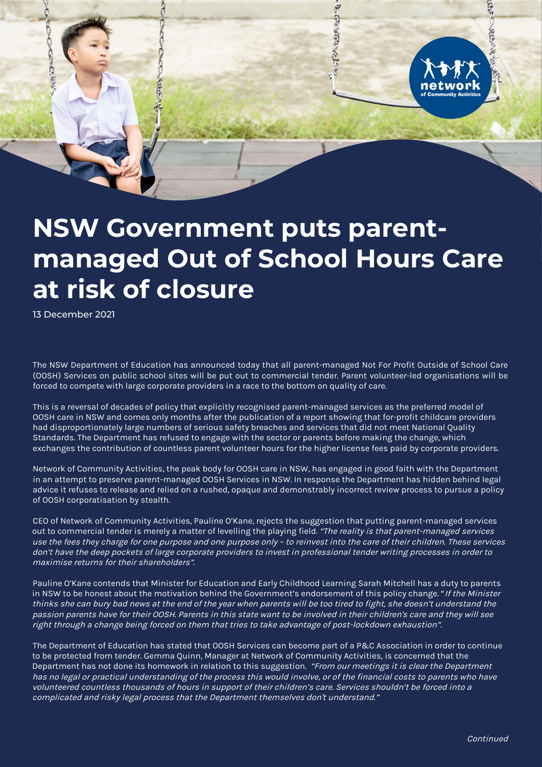# NSW Government puts parent-managed Out of School Hours Care at risk of closure

13 December 2021

The NSW Department of Education has announced today that all parent-managed Not For Profit Outside of School Care (OOSH) Services on public school sites will be put out to commercial tender. Parent volunteer-led organisations will be forced to compete with large corporate providers in a race to the bottom on quality of care.

This is a reversal of decades of policy that explicitly recognised parent-managed services as the preferred model of OOSH care in NSW and comes only months after the publication of a report showing that for-profit childcare providers had disproportionately large numbers of serious safety breaches and services that did not meet National Quality Standards. The Department has refused to engage with the sector or parents before making the change, which exchanges the contribution of countless parent volunteer hours for the higher license fees paid by corporate providers.

Network of Community Activities, the peak body for OOSH care in NSW, has engaged in good faith with the Department in an attempt to preserve parent-managed OOSH Services in NSW. In response the Department has hidden behind legal advice it refuses to release and relied on a rushed, opaque and demonstrably incorrect review process to pursue a policy of OOSH corporatisation by stealth.

CEO of Network of Community Activities, Pauline O'Kane, rejects the suggestion that putting parent-managed services out to commercial tender is merely a matter of levelling the playing field. *"The reality is that parent-managed services use the fees they charge for one purpose and one purpose only – to reinvest into the care of their children. These services don't have the deep pockets of large corporate providers to invest in professional tender writing processes in order to maximise returns for their shareholders".*

Pauline O'Kane contends that Minister for Education and Early Childhood Learning Sarah Mitchell has a duty to parents in NSW to be honest about the motivation behind the Government's endorsement of this policy change. "*If the Minister thinks she can bury bad news at the end of the year when parents will be too tired to fight, she doesn't understand the passion parents have for their OOSH. Parents in this state want to be involved in their children's care and they will see right through a change being forced on them that tries to take advantage of post-lockdown exhaustion".*

The Department of Education has stated that OOSH Services can become part of a P&C Association in order to continue to be protected from tender. Gemma Quinn, Manager at Network of Community Activities, is concerned that the Department has not done its homework in relation to this suggestion. *"From our meetings it is clear the Department has no legal or practical understanding of the process this would involve, or of the financial costs to parents who have volunteered countless thousands of hours in support of their children's care. Services shouldn't be forced into a complicated and risky legal process that the Department themselves don't understand."*

*Continued*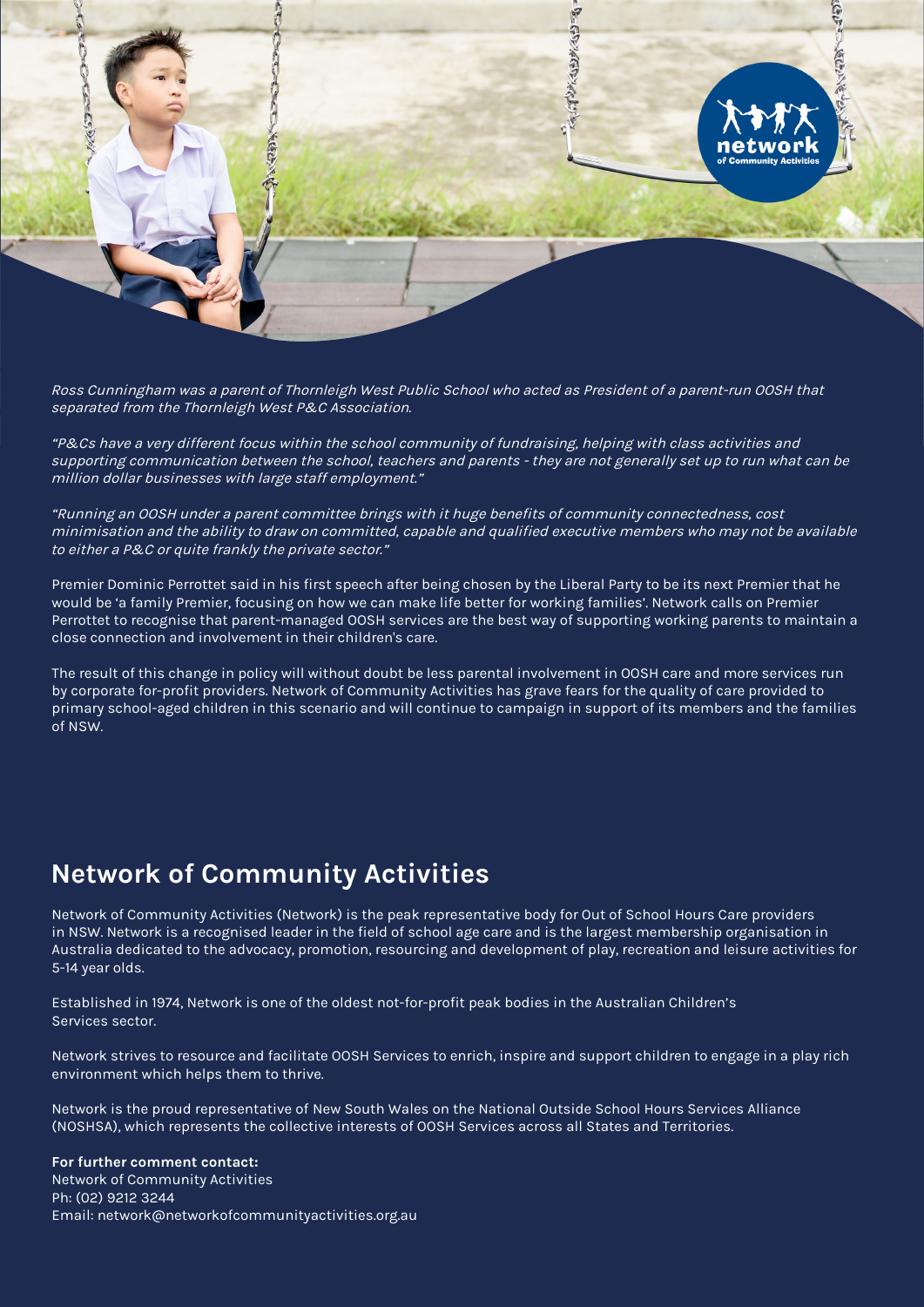*Ross Cunningham was a parent of Thornleigh West Public School who acted as President of a parent-run OOSH that separated from the Thornleigh West P&C Association.*

*"P&Cs have a very different focus within the school community of fundraising, helping with class activities and supporting communication between the school, teachers and parents - they are not generally set up to run what can be million dollar businesses with large staff employment."*

*"Running an OOSH under a parent committee brings with it huge benefits of community connectedness, cost minimisation and the ability to draw on committed, capable and qualified executive members who may not be available to either a P&C or quite frankly the private sector."*

Premier Dominic Perrottet said in his first speech after being chosen by the Liberal Party to be its next Premier that he would be 'a family Premier, focusing on how we can make life better for working families'. Network calls on Premier Perrottet to recognise that parent-managed OOSH services are the best way of supporting working parents to maintain a close connection and involvement in their children's care.

The result of this change in policy will without doubt be less parental involvement in OOSH care and more services run by corporate for-profit providers. Network of Community Activities has grave fears for the quality of care provided to primary school-aged children in this scenario and will continue to campaign in support of its members and the families of NSW.

## Network of Community Activities

Network of Community Activities (Network) is the peak representative body for Out of School Hours Care providers in NSW. Network is a recognised leader in the field of school age care and is the largest membership organisation in Australia dedicated to the advocacy, promotion, resourcing and development of play, recreation and leisure activities for 5-14 year olds.

Established in 1974, Network is one of the oldest not-for-profit peak bodies in the Australian Children's Services sector.

Network strives to resource and facilitate OOSH Services to enrich, inspire and support children to engage in a play rich environment which helps them to thrive.

Network is the proud representative of New South Wales on the National Outside School Hours Services Alliance (NOSHSA), which represents the collective interests of OOSH Services across all States and Territories.

**For further comment contact:**
Network of Community Activities
Ph: (02) 9212 3244
Email: network@networkofcommunityactivities.org.au